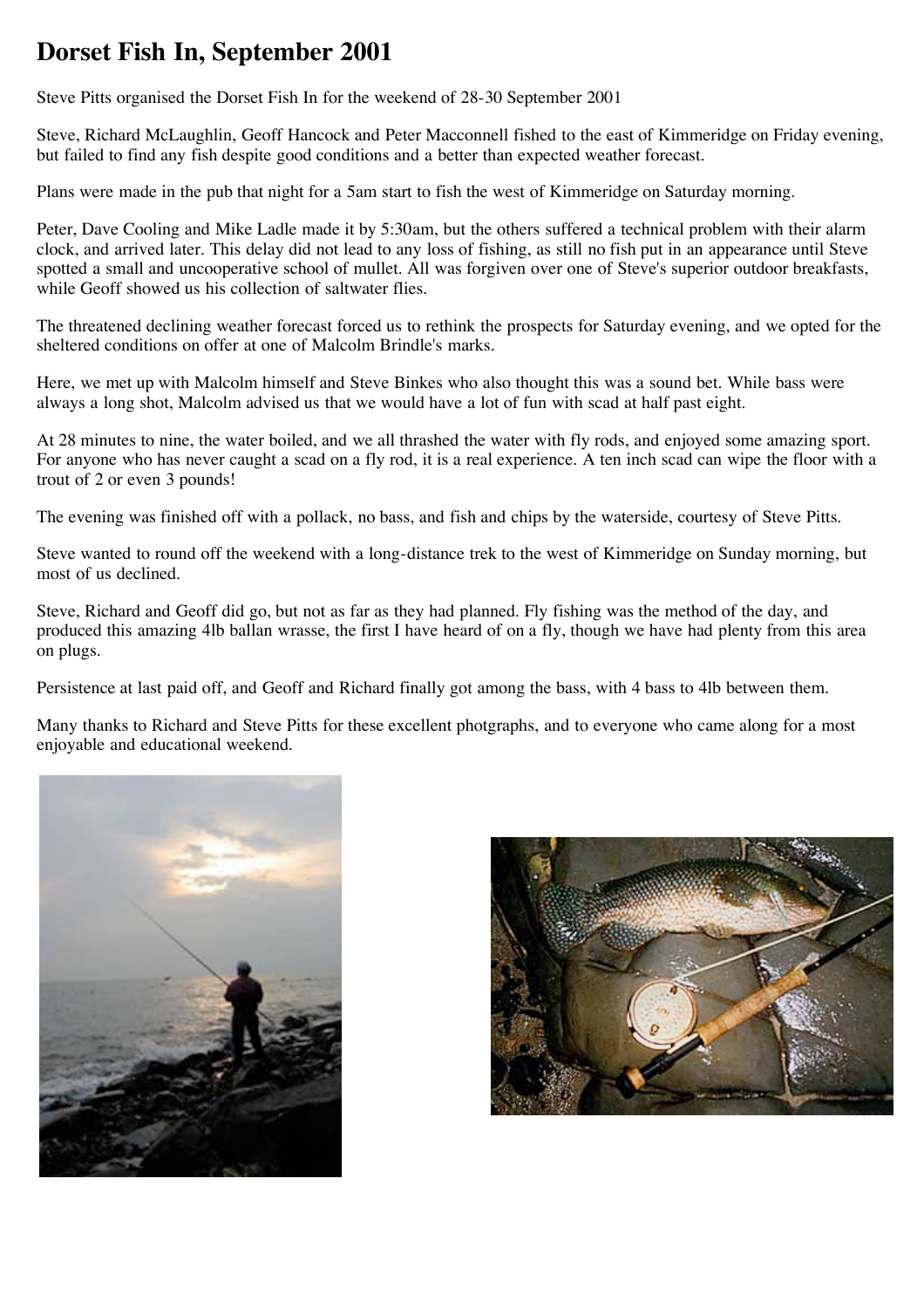# Dorset Fish In, September 2001

Steve Pitts organised the Dorset Fish In for the weekend of 28-30 September 2001

Steve, Richard McLaughlin, Geoff Hancock and Peter Macconnell fished to the east of Kimmeridge on Friday evening, but failed to find any fish despite good conditions and a better than expected weather forecast.

Plans were made in the pub that night for a 5am start to fish the west of Kimmeridge on Saturday morning.

Peter, Dave Cooling and Mike Ladle made it by 5:30am, but the others suffered a technical problem with their alarm clock, and arrived later. This delay did not lead to any loss of fishing, as still no fish put in an appearance until Steve spotted a small and uncooperative school of mullet. All was forgiven over one of Steve's superior outdoor breakfasts, while Geoff showed us his collection of saltwater flies.

The threatened declining weather forecast forced us to rethink the prospects for Saturday evening, and we opted for the sheltered conditions on offer at one of Malcolm Brindle's marks.

Here, we met up with Malcolm himself and Steve Binkes who also thought this was a sound bet. While bass were always a long shot, Malcolm advised us that we would have a lot of fun with scad at half past eight.

At 28 minutes to nine, the water boiled, and we all thrashed the water with fly rods, and enjoyed some amazing sport. For anyone who has never caught a scad on a fly rod, it is a real experience. A ten inch scad can wipe the floor with a trout of 2 or even 3 pounds!

The evening was finished off with a pollack, no bass, and fish and chips by the waterside, courtesy of Steve Pitts.

Steve wanted to round off the weekend with a long-distance trek to the west of Kimmeridge on Sunday morning, but most of us declined.

Steve, Richard and Geoff did go, but not as far as they had planned. Fly fishing was the method of the day, and produced this amazing 4lb ballan wrasse, the first I have heard of on a fly, though we have had plenty from this area on plugs.

Persistence at last paid off, and Geoff and Richard finally got among the bass, with 4 bass to 4lb between them.

Many thanks to Richard and Steve Pitts for these excellent photgraphs, and to everyone who came along for a most enjoyable and educational weekend.